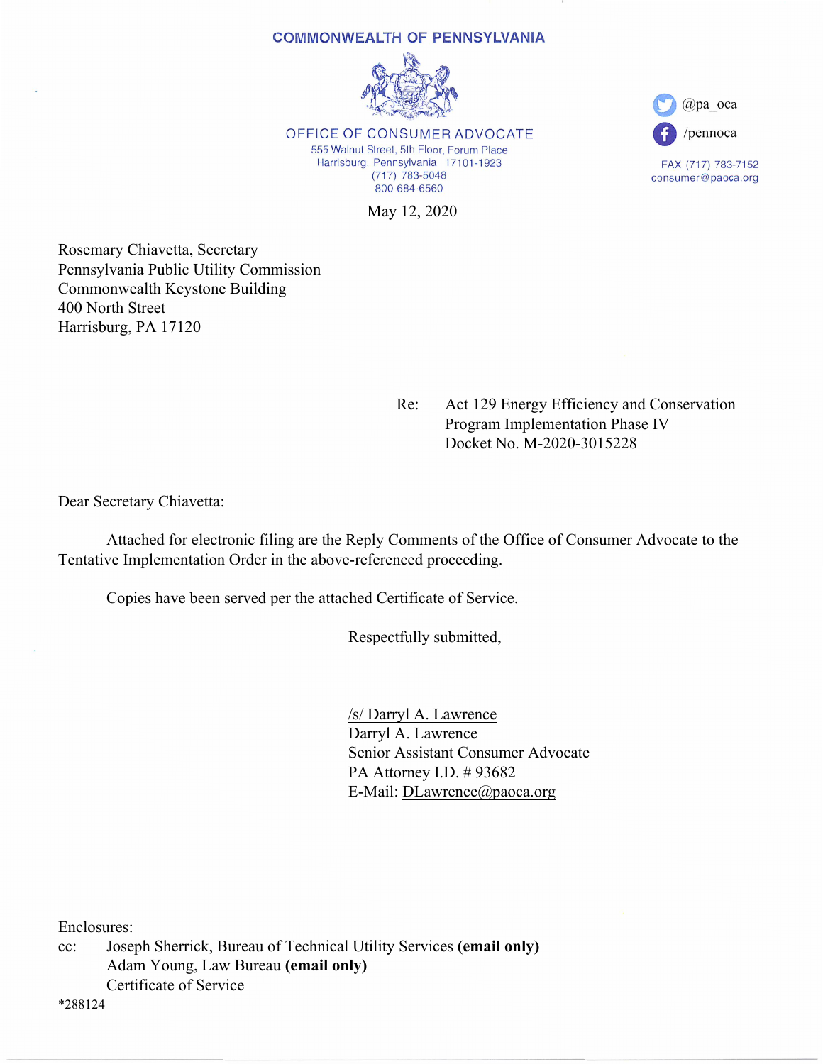**COMMONWEALTH OF PENNSYLVANIA**

OFFICE OF CONSUMER ADVOCATE
555 Walnut Street, 5th Floor, Forum Place
Harrisburg, Pennsylvania 17101-1923
(717) 783-5048
800-684-6560

@pa_oca
/pennoca

FAX (717) 783-7152
consumer@paoca.org

May 12, 2020

Rosemary Chiavetta, Secretary
Pennsylvania Public Utility Commission
Commonwealth Keystone Building
400 North Street
Harrisburg, PA 17120

Re: Act 129 Energy Efficiency and Conservation Program Implementation Phase IV
Docket No. M-2020-3015228

Dear Secretary Chiavetta:

Attached for electronic filing are the Reply Comments of the Office of Consumer Advocate to the Tentative Implementation Order in the above-referenced proceeding.

Copies have been served per the attached Certificate of Service.

Respectfully submitted,

/s/ Darryl A. Lawrence
Darryl A. Lawrence
Senior Assistant Consumer Advocate
PA Attorney I.D. # 93682
E-Mail: DLawrence@paoca.org

Enclosures:
cc: Joseph Sherrick, Bureau of Technical Utility Services **(email only)**
Adam Young, Law Bureau **(email only)**
Certificate of Service

*288124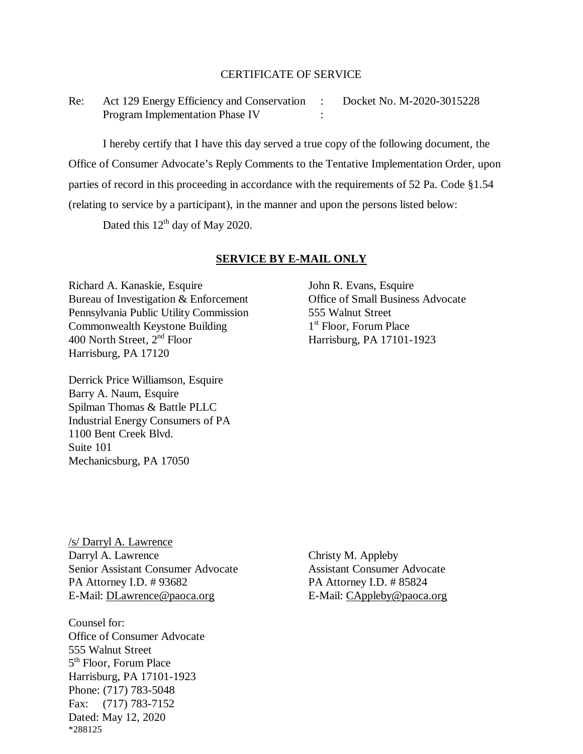CERTIFICATE OF SERVICE

Re: Act 129 Energy Efficiency and Conservation Program Implementation Phase IV : Docket No. M-2020-3015228

I hereby certify that I have this day served a true copy of the following document, the Office of Consumer Advocate's Reply Comments to the Tentative Implementation Order, upon parties of record in this proceeding in accordance with the requirements of 52 Pa. Code §1.54 (relating to service by a participant), in the manner and upon the persons listed below:

Dated this 12th day of May 2020.

**SERVICE BY E-MAIL ONLY**

Richard A. Kanaskie, Esquire
Bureau of Investigation & Enforcement
Pennsylvania Public Utility Commission
Commonwealth Keystone Building
400 North Street, 2nd Floor
Harrisburg, PA 17120

John R. Evans, Esquire
Office of Small Business Advocate
555 Walnut Street
1st Floor, Forum Place
Harrisburg, PA 17101-1923

Derrick Price Williamson, Esquire
Barry A. Naum, Esquire
Spilman Thomas & Battle PLLC
Industrial Energy Consumers of PA
1100 Bent Creek Blvd.
Suite 101
Mechanicsburg, PA 17050

/s/ Darryl A. Lawrence
Darryl A. Lawrence
Senior Assistant Consumer Advocate
PA Attorney I.D. # 93682
E-Mail: DLawrence@paoca.org

Christy M. Appleby
Assistant Consumer Advocate
PA Attorney I.D. # 85824
E-Mail: CAppleby@paoca.org

Counsel for:
Office of Consumer Advocate
555 Walnut Street
5th Floor, Forum Place
Harrisburg, PA 17101-1923
Phone: (717) 783-5048
Fax: (717) 783-7152
Dated: May 12, 2020
*288125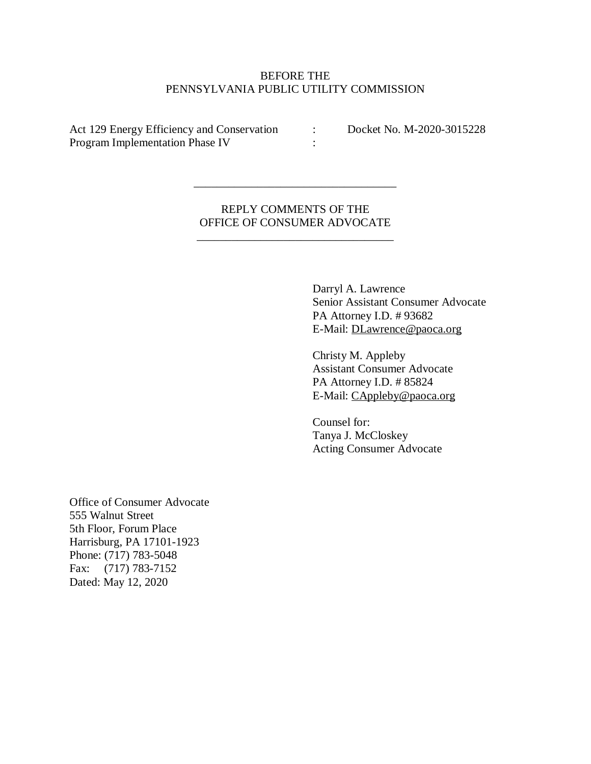BEFORE THE
PENNSYLVANIA PUBLIC UTILITY COMMISSION

| | | |
|---|---|---|
| Act 129 Energy Efficiency and Conservation Program Implementation Phase IV | : : | Docket No. M-2020-3015228 |

---

REPLY COMMENTS OF THE
OFFICE OF CONSUMER ADVOCATE

---

Darryl A. Lawrence
Senior Assistant Consumer Advocate
PA Attorney I.D. # 93682
E-Mail: DLawrence@paoca.org

Christy M. Appleby
Assistant Consumer Advocate
PA Attorney I.D. # 85824
E-Mail: CAppleby@paoca.org

Counsel for:
Tanya J. McCloskey
Acting Consumer Advocate

Office of Consumer Advocate
555 Walnut Street
5th Floor, Forum Place
Harrisburg, PA 17101-1923
Phone: (717) 783-5048
Fax: (717) 783-7152
Dated: May 12, 2020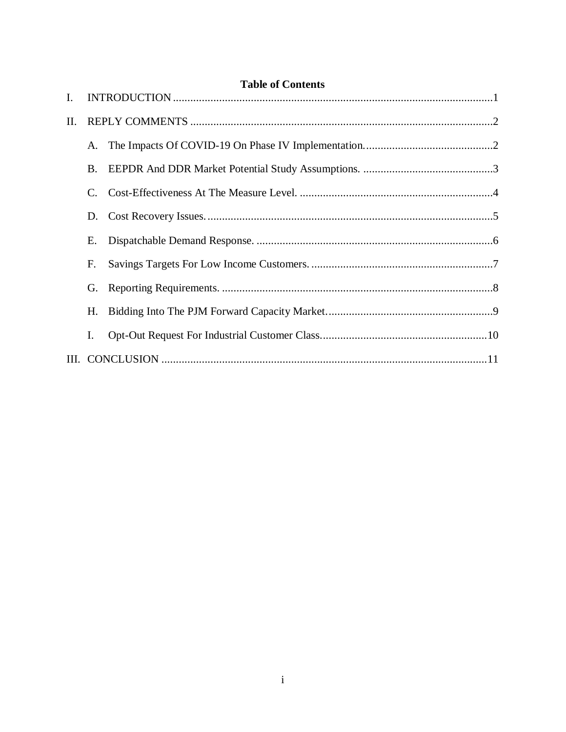**Table of Contents**

I. INTRODUCTION ..............................................................................................................1

II. REPLY COMMENTS ........................................................................................................2

  A. The Impacts Of COVID-19 On Phase IV Implementation. ............................................2

  B. EEPDR And DDR Market Potential Study Assumptions. .............................................3

  C. Cost-Effectiveness At The Measure Level. ...................................................................4

  D. Cost Recovery Issues. ...................................................................................................5

  E. Dispatchable Demand Response. ..................................................................................6

  F. Savings Targets For Low Income Customers. ...............................................................7

  G. Reporting Requirements. .............................................................................................8

  H. Bidding Into The PJM Forward Capacity Market. .........................................................9

  I. Opt-Out Request For Industrial Customer Class. .........................................................10

III. CONCLUSION ................................................................................................................11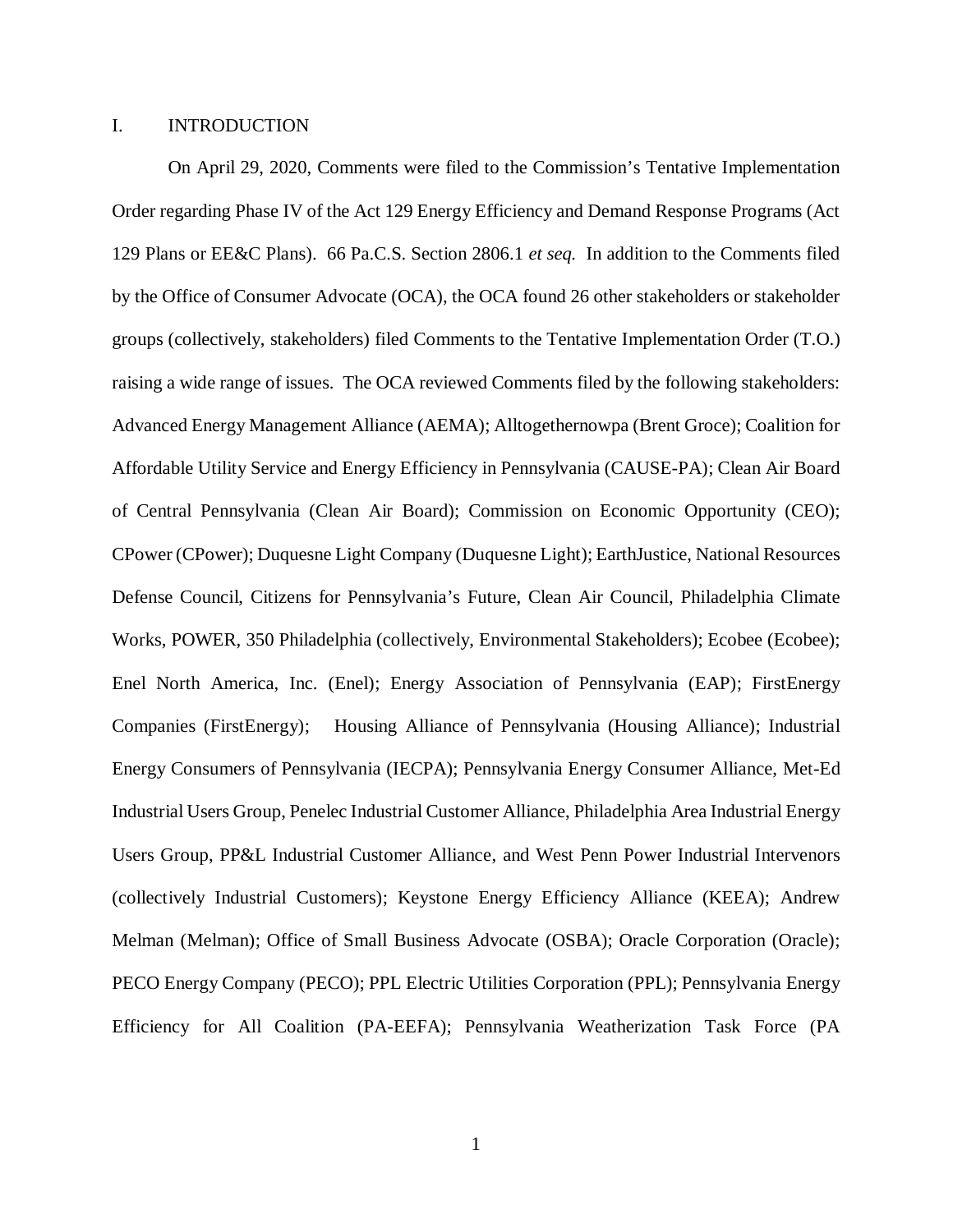## I. INTRODUCTION

On April 29, 2020, Comments were filed to the Commission's Tentative Implementation Order regarding Phase IV of the Act 129 Energy Efficiency and Demand Response Programs (Act 129 Plans or EE&C Plans). 66 Pa.C.S. Section 2806.1 *et seq.* In addition to the Comments filed by the Office of Consumer Advocate (OCA), the OCA found 26 other stakeholders or stakeholder groups (collectively, stakeholders) filed Comments to the Tentative Implementation Order (T.O.) raising a wide range of issues. The OCA reviewed Comments filed by the following stakeholders: Advanced Energy Management Alliance (AEMA); Alltogethernowpa (Brent Groce); Coalition for Affordable Utility Service and Energy Efficiency in Pennsylvania (CAUSE-PA); Clean Air Board of Central Pennsylvania (Clean Air Board); Commission on Economic Opportunity (CEO); CPower (CPower); Duquesne Light Company (Duquesne Light); EarthJustice, National Resources Defense Council, Citizens for Pennsylvania's Future, Clean Air Council, Philadelphia Climate Works, POWER, 350 Philadelphia (collectively, Environmental Stakeholders); Ecobee (Ecobee); Enel North America, Inc. (Enel); Energy Association of Pennsylvania (EAP); FirstEnergy Companies (FirstEnergy); Housing Alliance of Pennsylvania (Housing Alliance); Industrial Energy Consumers of Pennsylvania (IECPA); Pennsylvania Energy Consumer Alliance, Met-Ed Industrial Users Group, Penelec Industrial Customer Alliance, Philadelphia Area Industrial Energy Users Group, PP&L Industrial Customer Alliance, and West Penn Power Industrial Intervenors (collectively Industrial Customers); Keystone Energy Efficiency Alliance (KEEA); Andrew Melman (Melman); Office of Small Business Advocate (OSBA); Oracle Corporation (Oracle); PECO Energy Company (PECO); PPL Electric Utilities Corporation (PPL); Pennsylvania Energy Efficiency for All Coalition (PA-EEFA); Pennsylvania Weatherization Task Force (PA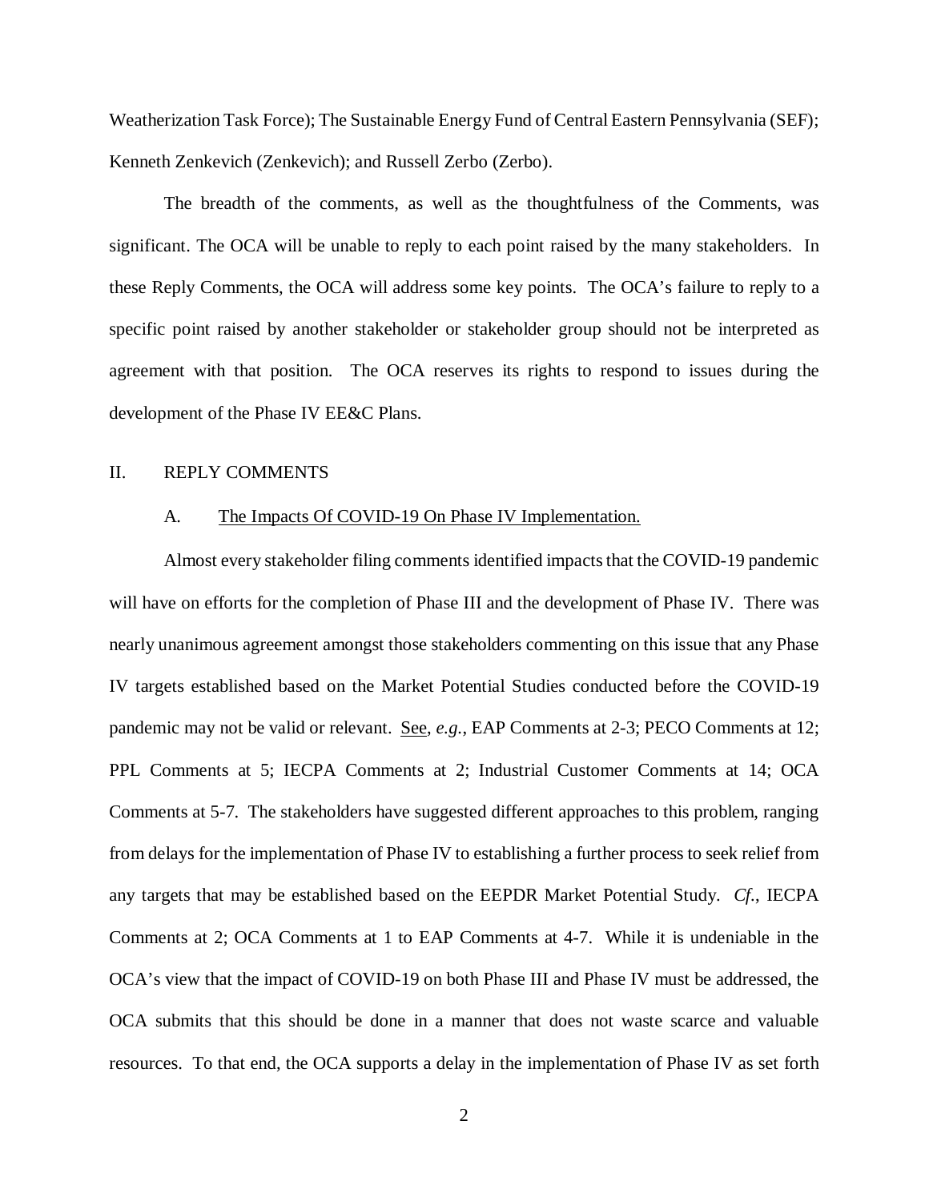Weatherization Task Force); The Sustainable Energy Fund of Central Eastern Pennsylvania (SEF); Kenneth Zenkevich (Zenkevich); and Russell Zerbo (Zerbo).

The breadth of the comments, as well as the thoughtfulness of the Comments, was significant. The OCA will be unable to reply to each point raised by the many stakeholders. In these Reply Comments, the OCA will address some key points. The OCA's failure to reply to a specific point raised by another stakeholder or stakeholder group should not be interpreted as agreement with that position. The OCA reserves its rights to respond to issues during the development of the Phase IV EE&C Plans.

## II. REPLY COMMENTS

### A. The Impacts Of COVID-19 On Phase IV Implementation.

Almost every stakeholder filing comments identified impacts that the COVID-19 pandemic will have on efforts for the completion of Phase III and the development of Phase IV. There was nearly unanimous agreement amongst those stakeholders commenting on this issue that any Phase IV targets established based on the Market Potential Studies conducted before the COVID-19 pandemic may not be valid or relevant. See, *e.g.*, EAP Comments at 2-3; PECO Comments at 12; PPL Comments at 5; IECPA Comments at 2; Industrial Customer Comments at 14; OCA Comments at 5-7. The stakeholders have suggested different approaches to this problem, ranging from delays for the implementation of Phase IV to establishing a further process to seek relief from any targets that may be established based on the EEPDR Market Potential Study. *Cf.*, IECPA Comments at 2; OCA Comments at 1 to EAP Comments at 4-7. While it is undeniable in the OCA's view that the impact of COVID-19 on both Phase III and Phase IV must be addressed, the OCA submits that this should be done in a manner that does not waste scarce and valuable resources. To that end, the OCA supports a delay in the implementation of Phase IV as set forth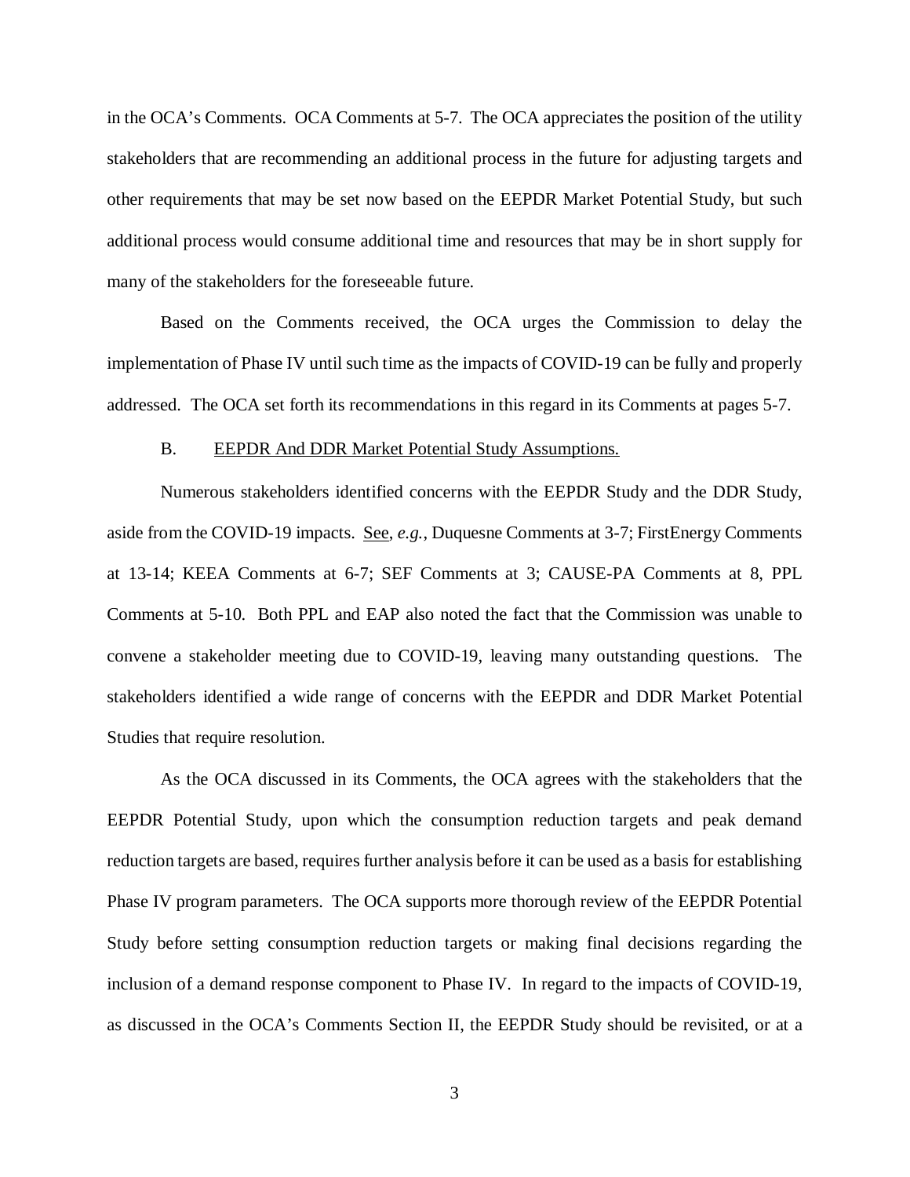in the OCA's Comments. OCA Comments at 5-7. The OCA appreciates the position of the utility stakeholders that are recommending an additional process in the future for adjusting targets and other requirements that may be set now based on the EEPDR Market Potential Study, but such additional process would consume additional time and resources that may be in short supply for many of the stakeholders for the foreseeable future.

Based on the Comments received, the OCA urges the Commission to delay the implementation of Phase IV until such time as the impacts of COVID-19 can be fully and properly addressed. The OCA set forth its recommendations in this regard in its Comments at pages 5-7.

### B. EEPDR And DDR Market Potential Study Assumptions.

Numerous stakeholders identified concerns with the EEPDR Study and the DDR Study, aside from the COVID-19 impacts. See, *e.g.*, Duquesne Comments at 3-7; FirstEnergy Comments at 13-14; KEEA Comments at 6-7; SEF Comments at 3; CAUSE-PA Comments at 8, PPL Comments at 5-10. Both PPL and EAP also noted the fact that the Commission was unable to convene a stakeholder meeting due to COVID-19, leaving many outstanding questions. The stakeholders identified a wide range of concerns with the EEPDR and DDR Market Potential Studies that require resolution.

As the OCA discussed in its Comments, the OCA agrees with the stakeholders that the EEPDR Potential Study, upon which the consumption reduction targets and peak demand reduction targets are based, requires further analysis before it can be used as a basis for establishing Phase IV program parameters. The OCA supports more thorough review of the EEPDR Potential Study before setting consumption reduction targets or making final decisions regarding the inclusion of a demand response component to Phase IV. In regard to the impacts of COVID-19, as discussed in the OCA's Comments Section II, the EEPDR Study should be revisited, or at a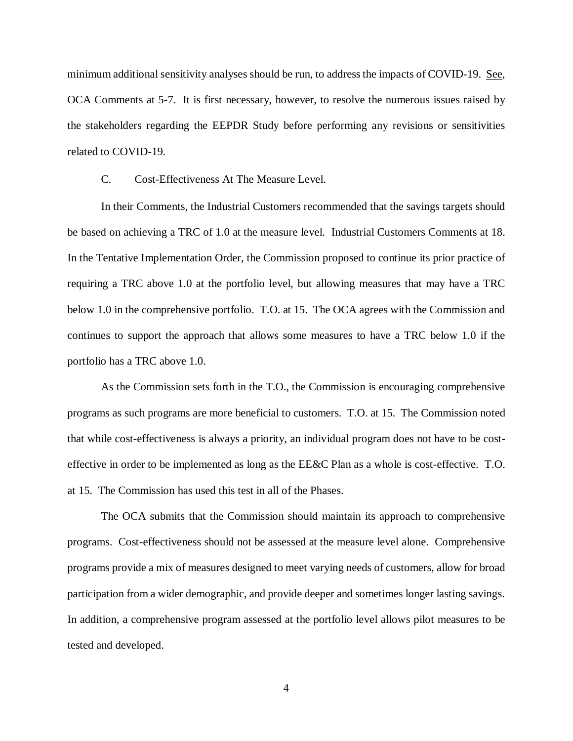minimum additional sensitivity analyses should be run, to address the impacts of COVID-19. See, OCA Comments at 5-7. It is first necessary, however, to resolve the numerous issues raised by the stakeholders regarding the EEPDR Study before performing any revisions or sensitivities related to COVID-19.

### C. Cost-Effectiveness At The Measure Level.

In their Comments, the Industrial Customers recommended that the savings targets should be based on achieving a TRC of 1.0 at the measure level. Industrial Customers Comments at 18. In the Tentative Implementation Order, the Commission proposed to continue its prior practice of requiring a TRC above 1.0 at the portfolio level, but allowing measures that may have a TRC below 1.0 in the comprehensive portfolio. T.O. at 15. The OCA agrees with the Commission and continues to support the approach that allows some measures to have a TRC below 1.0 if the portfolio has a TRC above 1.0.

As the Commission sets forth in the T.O., the Commission is encouraging comprehensive programs as such programs are more beneficial to customers. T.O. at 15. The Commission noted that while cost-effectiveness is always a priority, an individual program does not have to be cost-effective in order to be implemented as long as the EE&C Plan as a whole is cost-effective. T.O. at 15. The Commission has used this test in all of the Phases.

The OCA submits that the Commission should maintain its approach to comprehensive programs. Cost-effectiveness should not be assessed at the measure level alone. Comprehensive programs provide a mix of measures designed to meet varying needs of customers, allow for broad participation from a wider demographic, and provide deeper and sometimes longer lasting savings. In addition, a comprehensive program assessed at the portfolio level allows pilot measures to be tested and developed.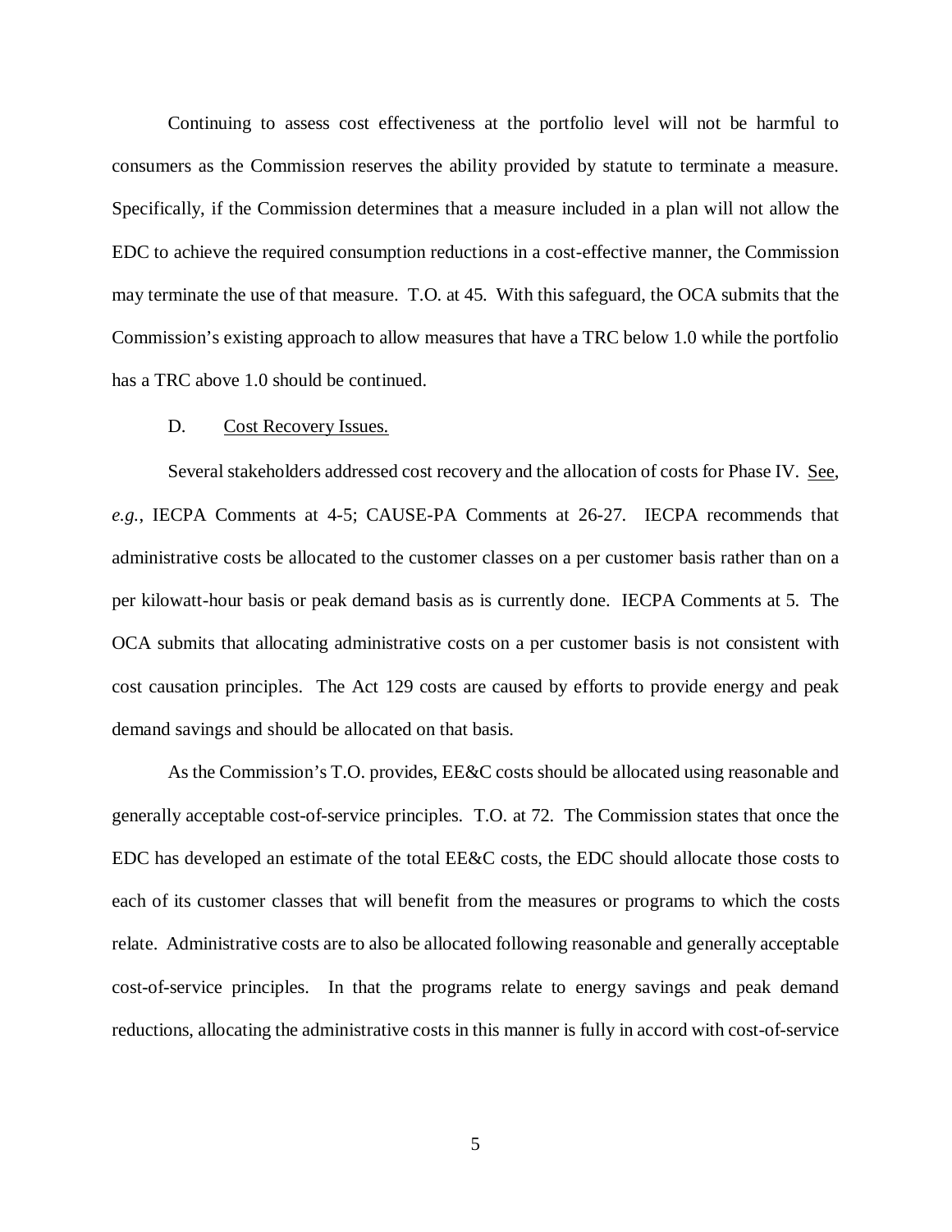Continuing to assess cost effectiveness at the portfolio level will not be harmful to consumers as the Commission reserves the ability provided by statute to terminate a measure. Specifically, if the Commission determines that a measure included in a plan will not allow the EDC to achieve the required consumption reductions in a cost-effective manner, the Commission may terminate the use of that measure. T.O. at 45. With this safeguard, the OCA submits that the Commission's existing approach to allow measures that have a TRC below 1.0 while the portfolio has a TRC above 1.0 should be continued.

### D. Cost Recovery Issues.

Several stakeholders addressed cost recovery and the allocation of costs for Phase IV. See, *e.g.*, IECPA Comments at 4-5; CAUSE-PA Comments at 26-27. IECPA recommends that administrative costs be allocated to the customer classes on a per customer basis rather than on a per kilowatt-hour basis or peak demand basis as is currently done. IECPA Comments at 5. The OCA submits that allocating administrative costs on a per customer basis is not consistent with cost causation principles. The Act 129 costs are caused by efforts to provide energy and peak demand savings and should be allocated on that basis.

As the Commission's T.O. provides, EE&C costs should be allocated using reasonable and generally acceptable cost-of-service principles. T.O. at 72. The Commission states that once the EDC has developed an estimate of the total EE&C costs, the EDC should allocate those costs to each of its customer classes that will benefit from the measures or programs to which the costs relate. Administrative costs are to also be allocated following reasonable and generally acceptable cost-of-service principles. In that the programs relate to energy savings and peak demand reductions, allocating the administrative costs in this manner is fully in accord with cost-of-service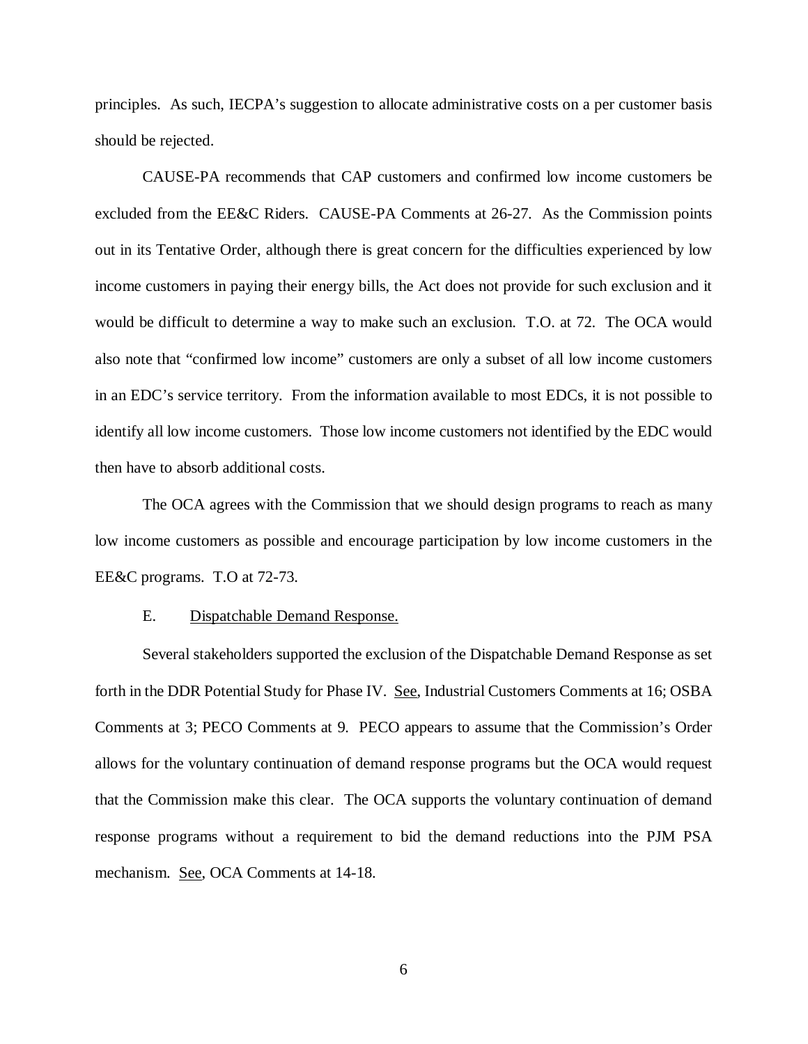principles. As such, IECPA's suggestion to allocate administrative costs on a per customer basis should be rejected.

CAUSE-PA recommends that CAP customers and confirmed low income customers be excluded from the EE&C Riders. CAUSE-PA Comments at 26-27. As the Commission points out in its Tentative Order, although there is great concern for the difficulties experienced by low income customers in paying their energy bills, the Act does not provide for such exclusion and it would be difficult to determine a way to make such an exclusion. T.O. at 72. The OCA would also note that "confirmed low income" customers are only a subset of all low income customers in an EDC's service territory. From the information available to most EDCs, it is not possible to identify all low income customers. Those low income customers not identified by the EDC would then have to absorb additional costs.

The OCA agrees with the Commission that we should design programs to reach as many low income customers as possible and encourage participation by low income customers in the EE&C programs. T.O at 72-73.

### E. Dispatchable Demand Response.

Several stakeholders supported the exclusion of the Dispatchable Demand Response as set forth in the DDR Potential Study for Phase IV. See, Industrial Customers Comments at 16; OSBA Comments at 3; PECO Comments at 9. PECO appears to assume that the Commission's Order allows for the voluntary continuation of demand response programs but the OCA would request that the Commission make this clear. The OCA supports the voluntary continuation of demand response programs without a requirement to bid the demand reductions into the PJM PSA mechanism. See, OCA Comments at 14-18.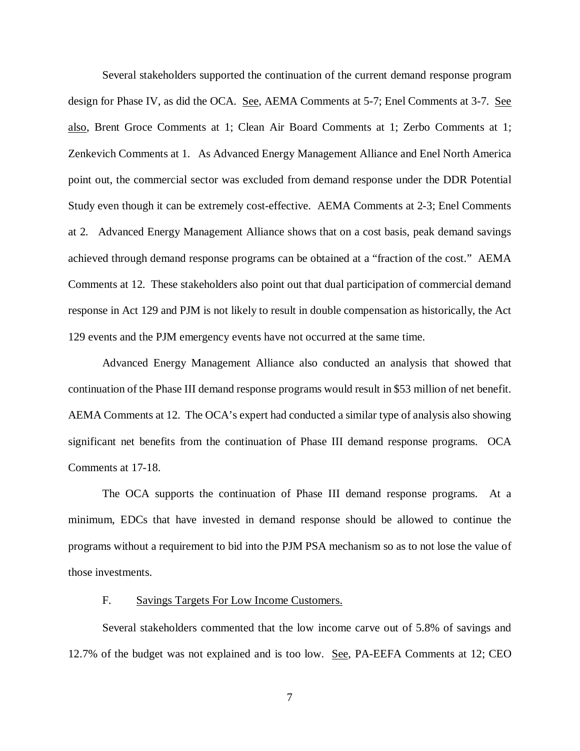Several stakeholders supported the continuation of the current demand response program design for Phase IV, as did the OCA. See, AEMA Comments at 5-7; Enel Comments at 3-7. See also, Brent Groce Comments at 1; Clean Air Board Comments at 1; Zerbo Comments at 1; Zenkevich Comments at 1. As Advanced Energy Management Alliance and Enel North America point out, the commercial sector was excluded from demand response under the DDR Potential Study even though it can be extremely cost-effective. AEMA Comments at 2-3; Enel Comments at 2. Advanced Energy Management Alliance shows that on a cost basis, peak demand savings achieved through demand response programs can be obtained at a "fraction of the cost." AEMA Comments at 12. These stakeholders also point out that dual participation of commercial demand response in Act 129 and PJM is not likely to result in double compensation as historically, the Act 129 events and the PJM emergency events have not occurred at the same time.

Advanced Energy Management Alliance also conducted an analysis that showed that continuation of the Phase III demand response programs would result in \$53 million of net benefit. AEMA Comments at 12. The OCA's expert had conducted a similar type of analysis also showing significant net benefits from the continuation of Phase III demand response programs. OCA Comments at 17-18.

The OCA supports the continuation of Phase III demand response programs. At a minimum, EDCs that have invested in demand response should be allowed to continue the programs without a requirement to bid into the PJM PSA mechanism so as to not lose the value of those investments.

### F. Savings Targets For Low Income Customers.

Several stakeholders commented that the low income carve out of 5.8% of savings and 12.7% of the budget was not explained and is too low. See, PA-EEFA Comments at 12; CEO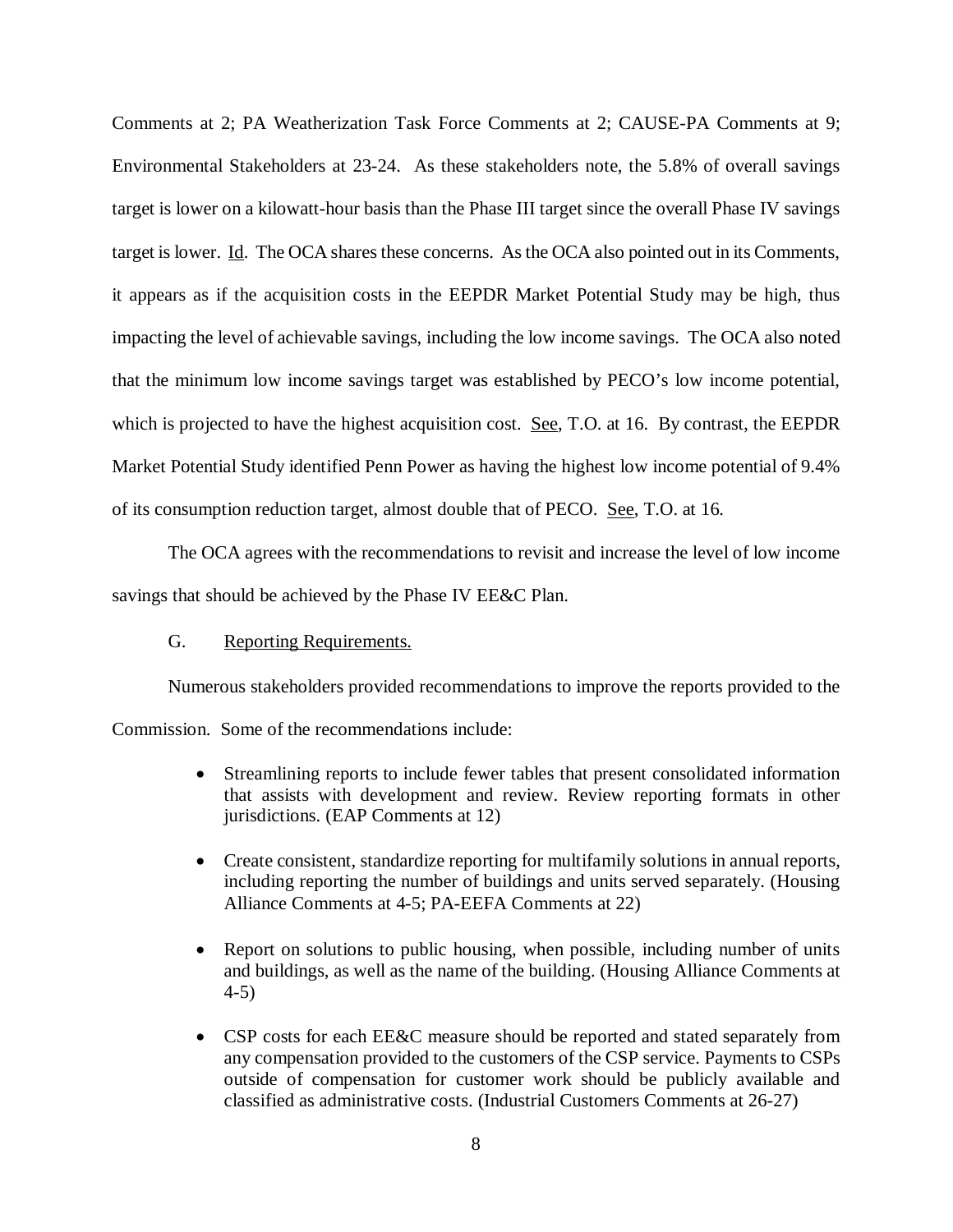Comments at 2; PA Weatherization Task Force Comments at 2; CAUSE-PA Comments at 9; Environmental Stakeholders at 23-24. As these stakeholders note, the 5.8% of overall savings target is lower on a kilowatt-hour basis than the Phase III target since the overall Phase IV savings target is lower. Id. The OCA shares these concerns. As the OCA also pointed out in its Comments, it appears as if the acquisition costs in the EEPDR Market Potential Study may be high, thus impacting the level of achievable savings, including the low income savings. The OCA also noted that the minimum low income savings target was established by PECO's low income potential, which is projected to have the highest acquisition cost. See, T.O. at 16. By contrast, the EEPDR Market Potential Study identified Penn Power as having the highest low income potential of 9.4% of its consumption reduction target, almost double that of PECO. See, T.O. at 16.

The OCA agrees with the recommendations to revisit and increase the level of low income savings that should be achieved by the Phase IV EE&C Plan.

### G. Reporting Requirements.

Numerous stakeholders provided recommendations to improve the reports provided to the Commission. Some of the recommendations include:

- Streamlining reports to include fewer tables that present consolidated information that assists with development and review. Review reporting formats in other jurisdictions. (EAP Comments at 12)
- Create consistent, standardize reporting for multifamily solutions in annual reports, including reporting the number of buildings and units served separately. (Housing Alliance Comments at 4-5; PA-EEFA Comments at 22)
- Report on solutions to public housing, when possible, including number of units and buildings, as well as the name of the building. (Housing Alliance Comments at 4-5)
- CSP costs for each EE&C measure should be reported and stated separately from any compensation provided to the customers of the CSP service. Payments to CSPs outside of compensation for customer work should be publicly available and classified as administrative costs. (Industrial Customers Comments at 26-27)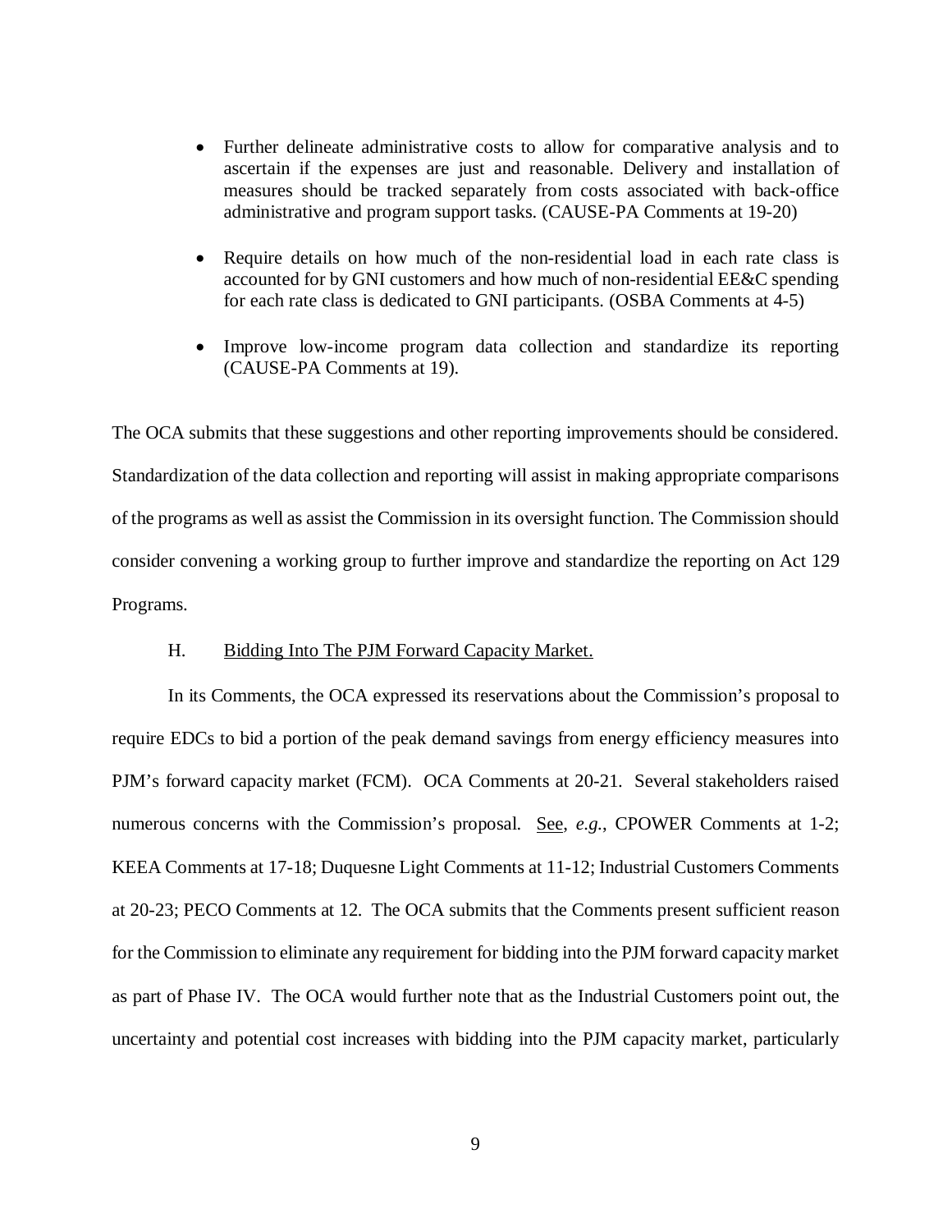- Further delineate administrative costs to allow for comparative analysis and to ascertain if the expenses are just and reasonable. Delivery and installation of measures should be tracked separately from costs associated with back-office administrative and program support tasks. (CAUSE-PA Comments at 19-20)
- Require details on how much of the non-residential load in each rate class is accounted for by GNI customers and how much of non-residential EE&C spending for each rate class is dedicated to GNI participants. (OSBA Comments at 4-5)
- Improve low-income program data collection and standardize its reporting (CAUSE-PA Comments at 19).

The OCA submits that these suggestions and other reporting improvements should be considered. Standardization of the data collection and reporting will assist in making appropriate comparisons of the programs as well as assist the Commission in its oversight function. The Commission should consider convening a working group to further improve and standardize the reporting on Act 129 Programs.

H. Bidding Into The PJM Forward Capacity Market.

In its Comments, the OCA expressed its reservations about the Commission's proposal to require EDCs to bid a portion of the peak demand savings from energy efficiency measures into PJM's forward capacity market (FCM). OCA Comments at 20-21. Several stakeholders raised numerous concerns with the Commission's proposal. See, *e.g.*, CPOWER Comments at 1-2; KEEA Comments at 17-18; Duquesne Light Comments at 11-12; Industrial Customers Comments at 20-23; PECO Comments at 12. The OCA submits that the Comments present sufficient reason for the Commission to eliminate any requirement for bidding into the PJM forward capacity market as part of Phase IV. The OCA would further note that as the Industrial Customers point out, the uncertainty and potential cost increases with bidding into the PJM capacity market, particularly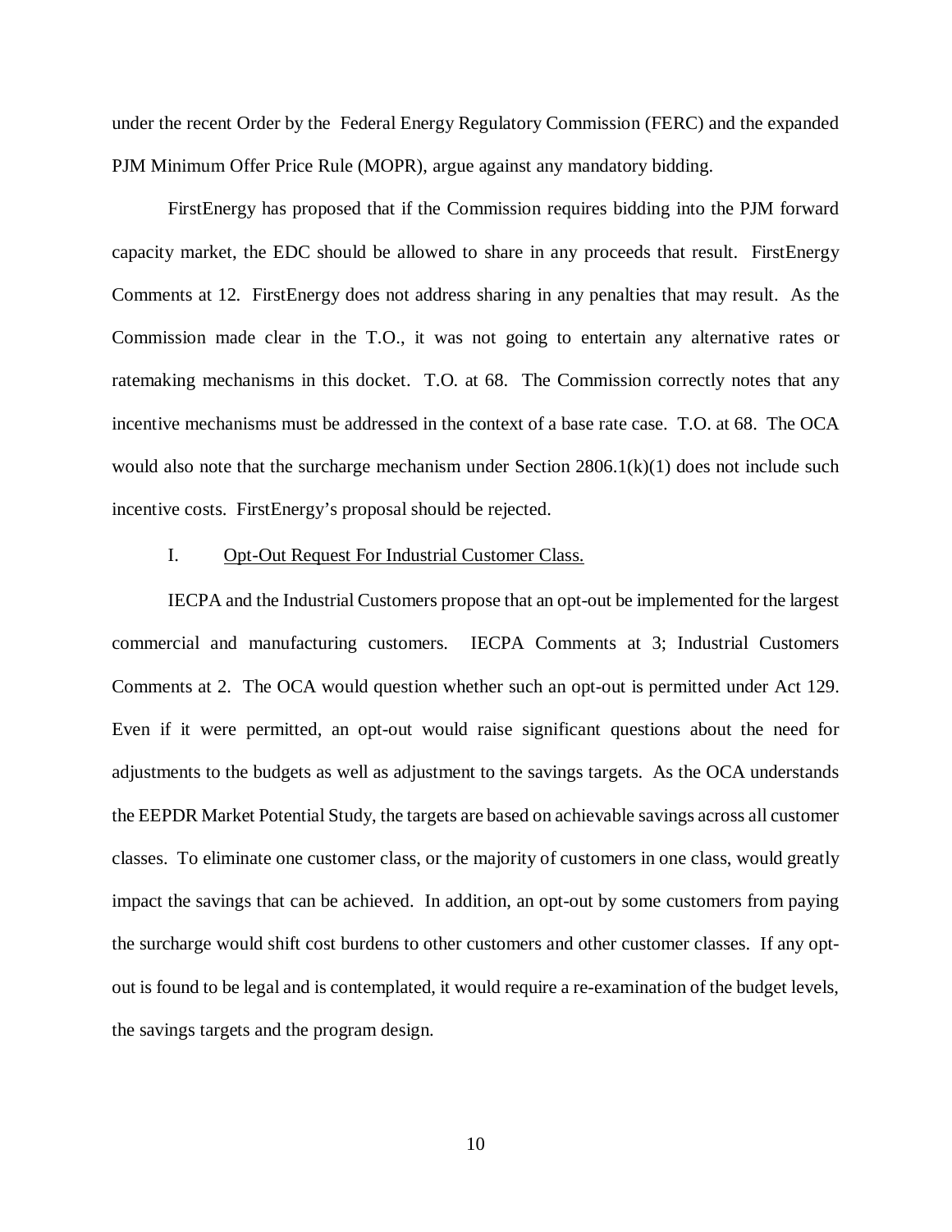under the recent Order by the Federal Energy Regulatory Commission (FERC) and the expanded PJM Minimum Offer Price Rule (MOPR), argue against any mandatory bidding.

FirstEnergy has proposed that if the Commission requires bidding into the PJM forward capacity market, the EDC should be allowed to share in any proceeds that result. FirstEnergy Comments at 12. FirstEnergy does not address sharing in any penalties that may result. As the Commission made clear in the T.O., it was not going to entertain any alternative rates or ratemaking mechanisms in this docket. T.O. at 68. The Commission correctly notes that any incentive mechanisms must be addressed in the context of a base rate case. T.O. at 68. The OCA would also note that the surcharge mechanism under Section 2806.1(k)(1) does not include such incentive costs. FirstEnergy's proposal should be rejected.

### I. Opt-Out Request For Industrial Customer Class.

IECPA and the Industrial Customers propose that an opt-out be implemented for the largest commercial and manufacturing customers. IECPA Comments at 3; Industrial Customers Comments at 2. The OCA would question whether such an opt-out is permitted under Act 129. Even if it were permitted, an opt-out would raise significant questions about the need for adjustments to the budgets as well as adjustment to the savings targets. As the OCA understands the EEPDR Market Potential Study, the targets are based on achievable savings across all customer classes. To eliminate one customer class, or the majority of customers in one class, would greatly impact the savings that can be achieved. In addition, an opt-out by some customers from paying the surcharge would shift cost burdens to other customers and other customer classes. If any opt-out is found to be legal and is contemplated, it would require a re-examination of the budget levels, the savings targets and the program design.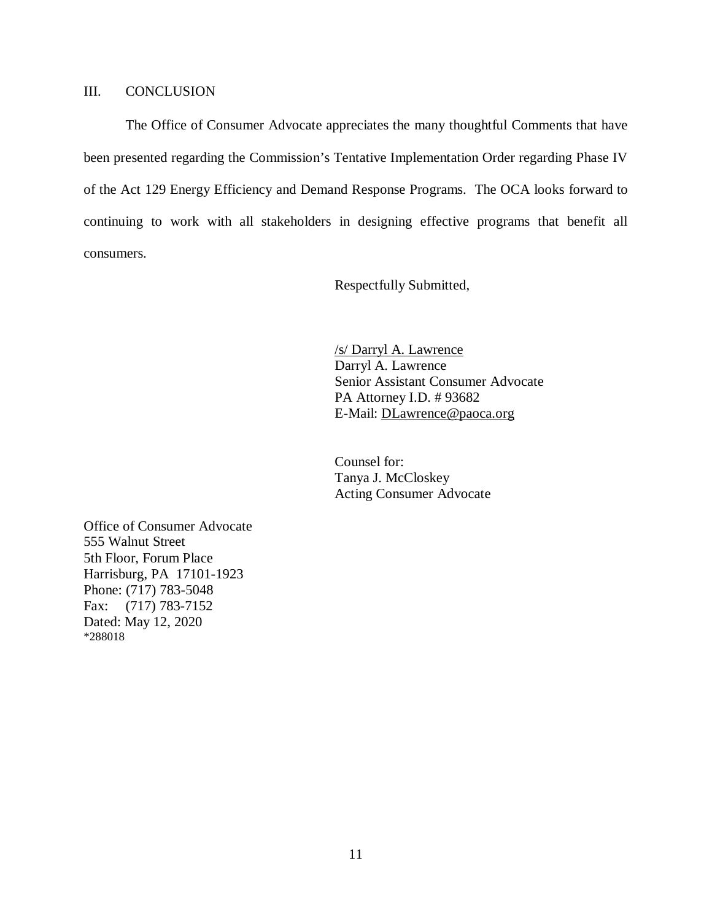## III. CONCLUSION

The Office of Consumer Advocate appreciates the many thoughtful Comments that have been presented regarding the Commission's Tentative Implementation Order regarding Phase IV of the Act 129 Energy Efficiency and Demand Response Programs. The OCA looks forward to continuing to work with all stakeholders in designing effective programs that benefit all consumers.

Respectfully Submitted,

/s/ Darryl A. Lawrence
Darryl A. Lawrence
Senior Assistant Consumer Advocate
PA Attorney I.D. # 93682
E-Mail: DLawrence@paoca.org

Counsel for:
Tanya J. McCloskey
Acting Consumer Advocate

Office of Consumer Advocate
555 Walnut Street
5th Floor, Forum Place
Harrisburg, PA 17101-1923
Phone: (717) 783-5048
Fax: (717) 783-7152
Dated: May 12, 2020
*288018